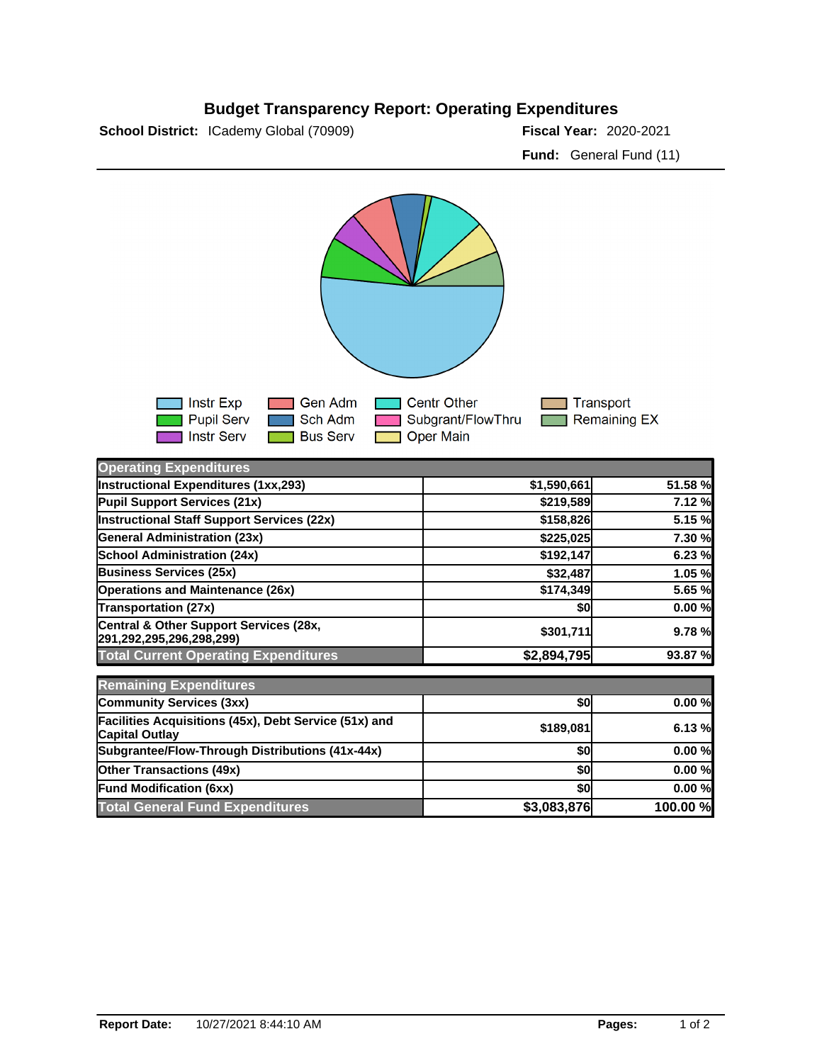# Budget Transparency Report: Operating Expenditures

**School District:** ICademy Global (70909)

**Fiscal Year:** 2020-2021

**Fund:** General Fund (11)

Instr Exp | Pupil Serv | Instr Serv | Gen Adm | Sch Adm | Bus Serv | Centr Other | Subgrant/FlowThru | Oper Main | Transport | Remaining EX

| Operating Expenditures | | |
|---|---|---|
| Instructional Expenditures (1xx,293) | $1,590,661 | 51.58 % |
| Pupil Support Services (21x) | $219,589 | 7.12 % |
| Instructional Staff Support Services (22x) | $158,826 | 5.15 % |
| General Administration (23x) | $225,025 | 7.30 % |
| School Administration (24x) | $192,147 | 6.23 % |
| Business Services (25x) | $32,487 | 1.05 % |
| Operations and Maintenance (26x) | $174,349 | 5.65 % |
| Transportation (27x) | $0 | 0.00 % |
| Central & Other Support Services (28x, 291,292,295,296,298,299) | $301,711 | 9.78 % |
| **Total Current Operating Expenditures** | **$2,894,795** | **93.87 %** |

| Remaining Expenditures | | |
|---|---|---|
| Community Services (3xx) | $0 | 0.00 % |
| Facilities Acquisitions (45x), Debt Service (51x) and Capital Outlay | $189,081 | 6.13 % |
| Subgrantee/Flow-Through Distributions (41x-44x) | $0 | 0.00 % |
| Other Transactions (49x) | $0 | 0.00 % |
| Fund Modification (6xx) | $0 | 0.00 % |
| **Total General Fund Expenditures** | **$3,083,876** | **100.00 %** |

**Report Date:** 10/27/2021 8:44:10 AM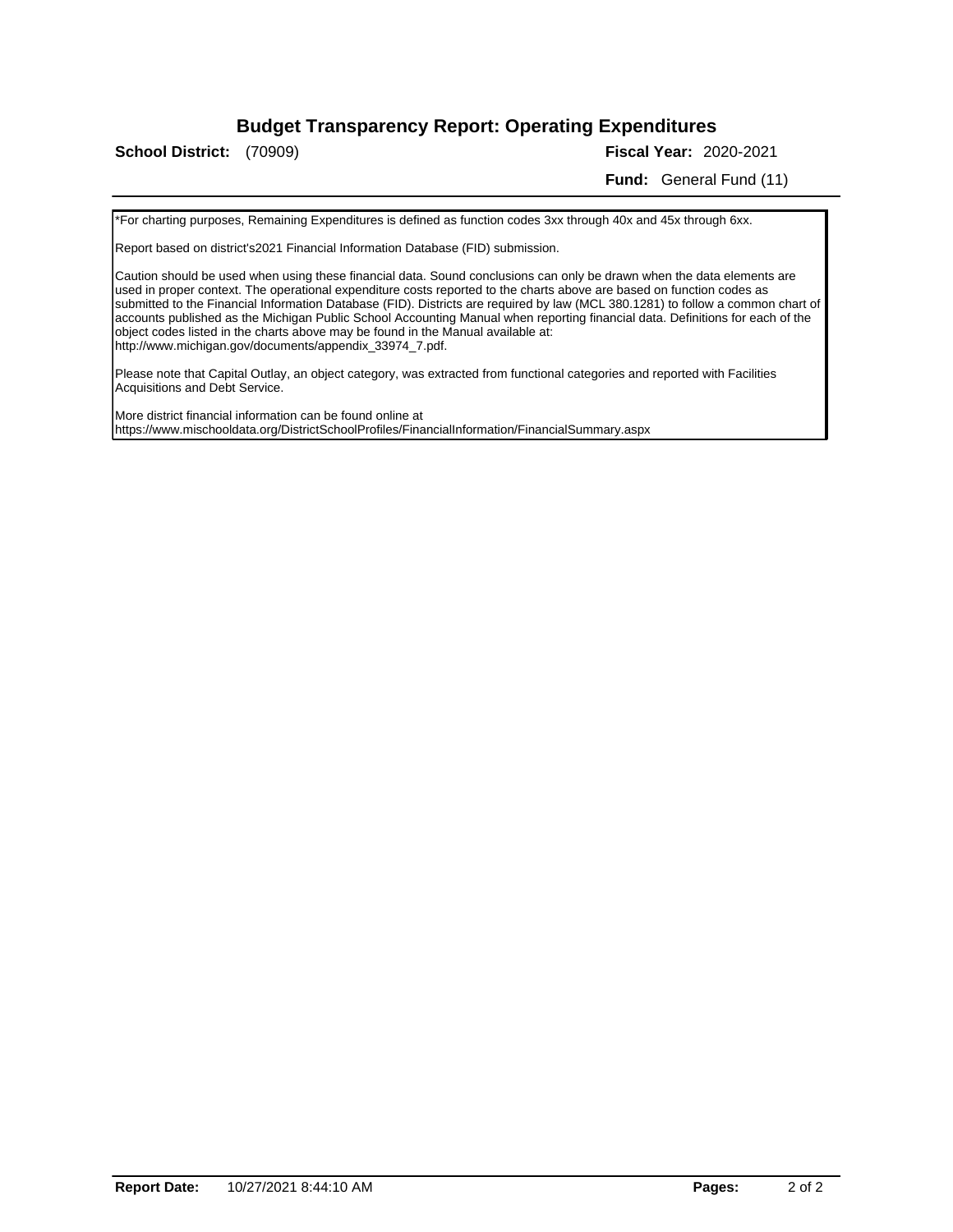# Budget Transparency Report: Operating Expenditures

**School District:** (70909)

**Fiscal Year:** 2020-2021

**Fund:** General Fund (11)

*For charting purposes, Remaining Expenditures is defined as function codes 3xx through 40x and 45x through 6xx.

Report based on district's2021 Financial Information Database (FID) submission.

Caution should be used when using these financial data. Sound conclusions can only be drawn when the data elements are used in proper context. The operational expenditure costs reported to the charts above are based on function codes as submitted to the Financial Information Database (FID). Districts are required by law (MCL 380.1281) to follow a common chart of accounts published as the Michigan Public School Accounting Manual when reporting financial data. Definitions for each of the object codes listed in the charts above may be found in the Manual available at: http://www.michigan.gov/documents/appendix_33974_7.pdf.

Please note that Capital Outlay, an object category, was extracted from functional categories and reported with Facilities Acquisitions and Debt Service.

More district financial information can be found online at https://www.mischooldata.org/DistrictSchoolProfiles/FinancialInformation/FinancialSummary.aspx

**Report Date:** 10/27/2021 8:44:10 AM